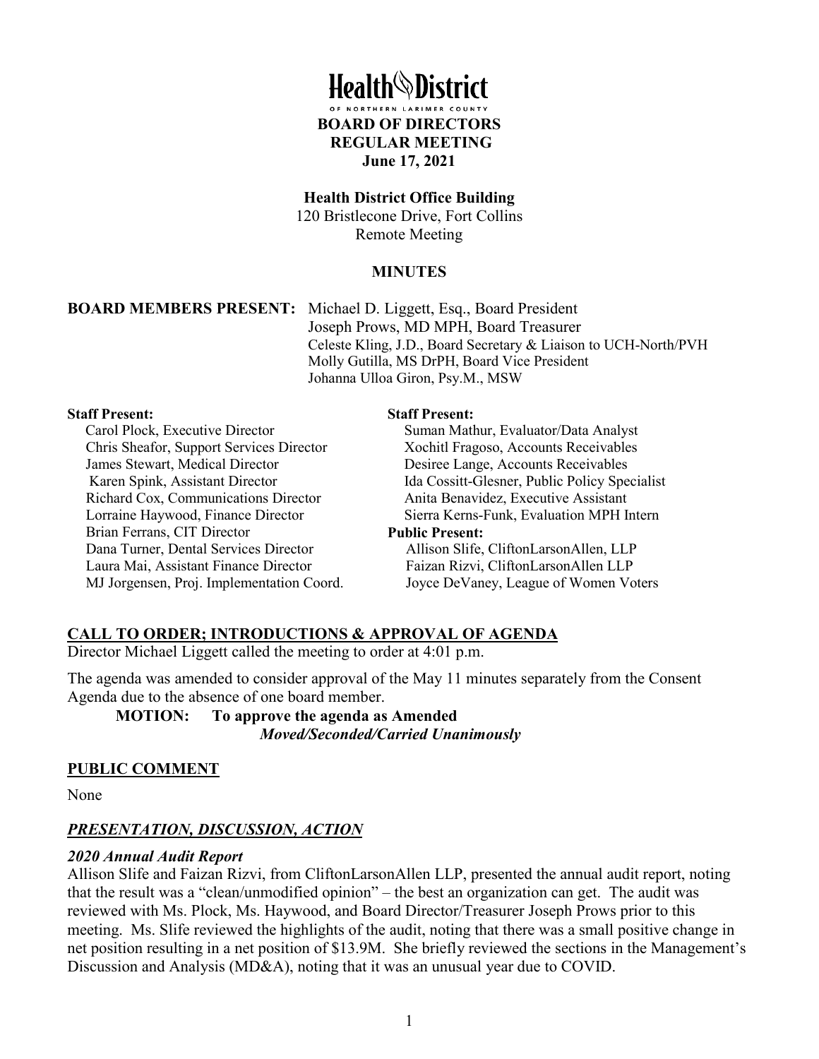# Health District

OF NORTHERN LARIMER COUNTY

**BOARD OF DIRECTORS**
**REGULAR MEETING**
**June 17, 2021**

**Health District Office Building**
120 Bristlecone Drive, Fort Collins
Remote Meeting

**MINUTES**

**BOARD MEMBERS PRESENT:** Michael D. Liggett, Esq., Board President
Joseph Prows, MD MPH, Board Treasurer
Celeste Kling, J.D., Board Secretary & Liaison to UCH-North/PVH
Molly Gutilla, MS DrPH, Board Vice President
Johanna Ulloa Giron, Psy.M., MSW

**Staff Present:**
Carol Plock, Executive Director
Chris Sheafor, Support Services Director
James Stewart, Medical Director
Karen Spink, Assistant Director
Richard Cox, Communications Director
Lorraine Haywood, Finance Director
Brian Ferrans, CIT Director
Dana Turner, Dental Services Director
Laura Mai, Assistant Finance Director
MJ Jorgensen, Proj. Implementation Coord.

**Staff Present:**
Suman Mathur, Evaluator/Data Analyst
Xochitl Fragoso, Accounts Receivables
Desiree Lange, Accounts Receivables
Ida Cossitt-Glesner, Public Policy Specialist
Anita Benavidez, Executive Assistant
Sierra Kerns-Funk, Evaluation MPH Intern

**Public Present:**
Allison Slife, CliftonLarsonAllen, LLP
Faizan Rizvi, CliftonLarsonAllen LLP
Joyce DeVaney, League of Women Voters

## CALL TO ORDER; INTRODUCTIONS & APPROVAL OF AGENDA

Director Michael Liggett called the meeting to order at 4:01 p.m.

The agenda was amended to consider approval of the May 11 minutes separately from the Consent Agenda due to the absence of one board member.

**MOTION: To approve the agenda as Amended**
***Moved/Seconded/Carried Unanimously***

## PUBLIC COMMENT

None

## *PRESENTATION, DISCUSSION, ACTION*

### *2020 Annual Audit Report*

Allison Slife and Faizan Rizvi, from CliftonLarsonAllen LLP, presented the annual audit report, noting that the result was a "clean/unmodified opinion" – the best an organization can get. The audit was reviewed with Ms. Plock, Ms. Haywood, and Board Director/Treasurer Joseph Prows prior to this meeting. Ms. Slife reviewed the highlights of the audit, noting that there was a small positive change in net position resulting in a net position of $13.9M. She briefly reviewed the sections in the Management's Discussion and Analysis (MD&A), noting that it was an unusual year due to COVID.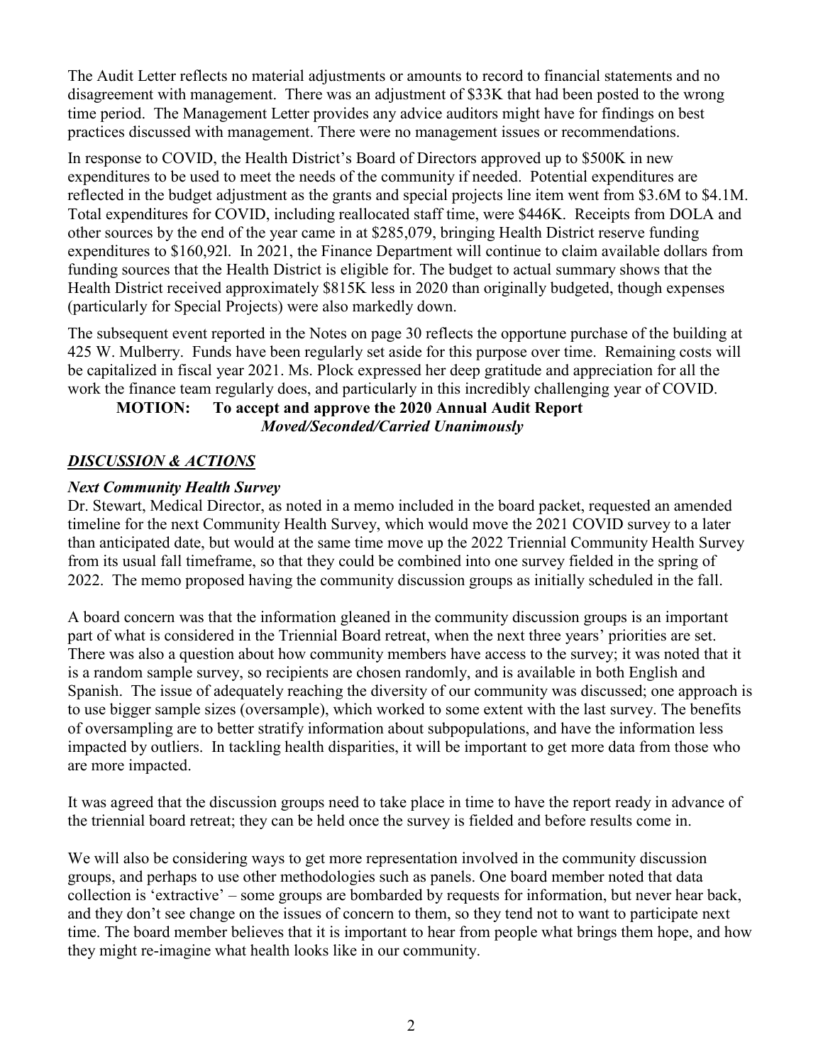The Audit Letter reflects no material adjustments or amounts to record to financial statements and no disagreement with management. There was an adjustment of $33K that had been posted to the wrong time period. The Management Letter provides any advice auditors might have for findings on best practices discussed with management. There were no management issues or recommendations.

In response to COVID, the Health District's Board of Directors approved up to $500K in new expenditures to be used to meet the needs of the community if needed. Potential expenditures are reflected in the budget adjustment as the grants and special projects line item went from $3.6M to $4.1M. Total expenditures for COVID, including reallocated staff time, were $446K. Receipts from DOLA and other sources by the end of the year came in at $285,079, bringing Health District reserve funding expenditures to $160,92l. In 2021, the Finance Department will continue to claim available dollars from funding sources that the Health District is eligible for. The budget to actual summary shows that the Health District received approximately $815K less in 2020 than originally budgeted, though expenses (particularly for Special Projects) were also markedly down.

The subsequent event reported in the Notes on page 30 reflects the opportune purchase of the building at 425 W. Mulberry. Funds have been regularly set aside for this purpose over time. Remaining costs will be capitalized in fiscal year 2021. Ms. Plock expressed her deep gratitude and appreciation for all the work the finance team regularly does, and particularly in this incredibly challenging year of COVID.

**MOTION: To accept and approve the 2020 Annual Audit Report**
***Moved/Seconded/Carried Unanimously***

## ***DISCUSSION & ACTIONS***

### ***Next Community Health Survey***

Dr. Stewart, Medical Director, as noted in a memo included in the board packet, requested an amended timeline for the next Community Health Survey, which would move the 2021 COVID survey to a later than anticipated date, but would at the same time move up the 2022 Triennial Community Health Survey from its usual fall timeframe, so that they could be combined into one survey fielded in the spring of 2022. The memo proposed having the community discussion groups as initially scheduled in the fall.

A board concern was that the information gleaned in the community discussion groups is an important part of what is considered in the Triennial Board retreat, when the next three years' priorities are set. There was also a question about how community members have access to the survey; it was noted that it is a random sample survey, so recipients are chosen randomly, and is available in both English and Spanish. The issue of adequately reaching the diversity of our community was discussed; one approach is to use bigger sample sizes (oversample), which worked to some extent with the last survey. The benefits of oversampling are to better stratify information about subpopulations, and have the information less impacted by outliers. In tackling health disparities, it will be important to get more data from those who are more impacted.

It was agreed that the discussion groups need to take place in time to have the report ready in advance of the triennial board retreat; they can be held once the survey is fielded and before results come in.

We will also be considering ways to get more representation involved in the community discussion groups, and perhaps to use other methodologies such as panels. One board member noted that data collection is 'extractive' – some groups are bombarded by requests for information, but never hear back, and they don't see change on the issues of concern to them, so they tend not to want to participate next time. The board member believes that it is important to hear from people what brings them hope, and how they might re-imagine what health looks like in our community.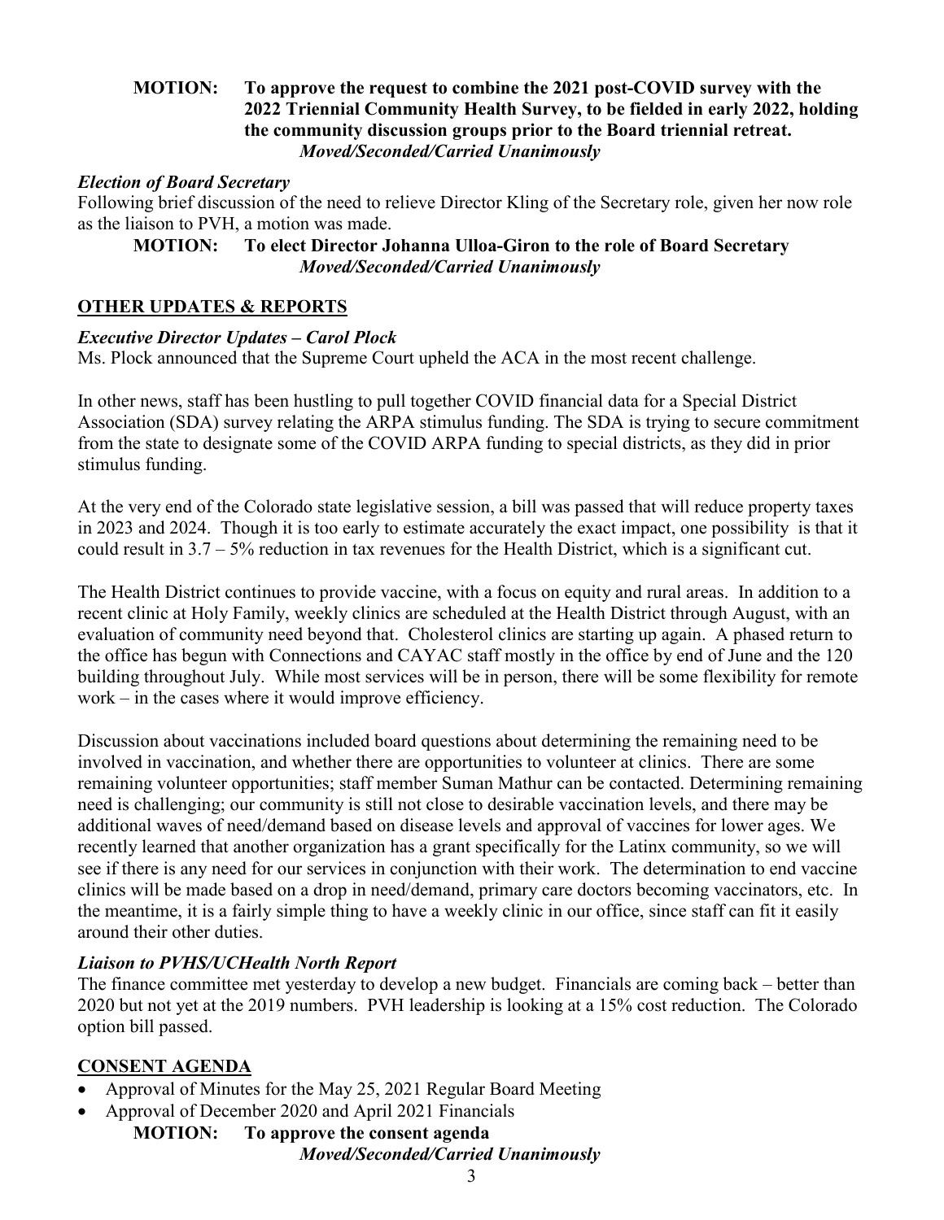**MOTION: To approve the request to combine the 2021 post-COVID survey with the 2022 Triennial Community Health Survey, to be fielded in early 2022, holding the community discussion groups prior to the Board triennial retreat.**
***Moved/Seconded/Carried Unanimously***

### *Election of Board Secretary*

Following brief discussion of the need to relieve Director Kling of the Secretary role, given her now role as the liaison to PVH, a motion was made.

**MOTION: To elect Director Johanna Ulloa-Giron to the role of Board Secretary**
***Moved/Seconded/Carried Unanimously***

## OTHER UPDATES & REPORTS

### *Executive Director Updates – Carol Plock*

Ms. Plock announced that the Supreme Court upheld the ACA in the most recent challenge.

In other news, staff has been hustling to pull together COVID financial data for a Special District Association (SDA) survey relating the ARPA stimulus funding. The SDA is trying to secure commitment from the state to designate some of the COVID ARPA funding to special districts, as they did in prior stimulus funding.

At the very end of the Colorado state legislative session, a bill was passed that will reduce property taxes in 2023 and 2024. Though it is too early to estimate accurately the exact impact, one possibility is that it could result in 3.7 – 5% reduction in tax revenues for the Health District, which is a significant cut.

The Health District continues to provide vaccine, with a focus on equity and rural areas. In addition to a recent clinic at Holy Family, weekly clinics are scheduled at the Health District through August, with an evaluation of community need beyond that. Cholesterol clinics are starting up again. A phased return to the office has begun with Connections and CAYAC staff mostly in the office by end of June and the 120 building throughout July. While most services will be in person, there will be some flexibility for remote work – in the cases where it would improve efficiency.

Discussion about vaccinations included board questions about determining the remaining need to be involved in vaccination, and whether there are opportunities to volunteer at clinics. There are some remaining volunteer opportunities; staff member Suman Mathur can be contacted. Determining remaining need is challenging; our community is still not close to desirable vaccination levels, and there may be additional waves of need/demand based on disease levels and approval of vaccines for lower ages. We recently learned that another organization has a grant specifically for the Latinx community, so we will see if there is any need for our services in conjunction with their work. The determination to end vaccine clinics will be made based on a drop in need/demand, primary care doctors becoming vaccinators, etc. In the meantime, it is a fairly simple thing to have a weekly clinic in our office, since staff can fit it easily around their other duties.

### *Liaison to PVHS/UCHealth North Report*

The finance committee met yesterday to develop a new budget. Financials are coming back – better than 2020 but not yet at the 2019 numbers. PVH leadership is looking at a 15% cost reduction. The Colorado option bill passed.

## CONSENT AGENDA

- Approval of Minutes for the May 25, 2021 Regular Board Meeting
- Approval of December 2020 and April 2021 Financials

**MOTION: To approve the consent agenda**
***Moved/Seconded/Carried Unanimously***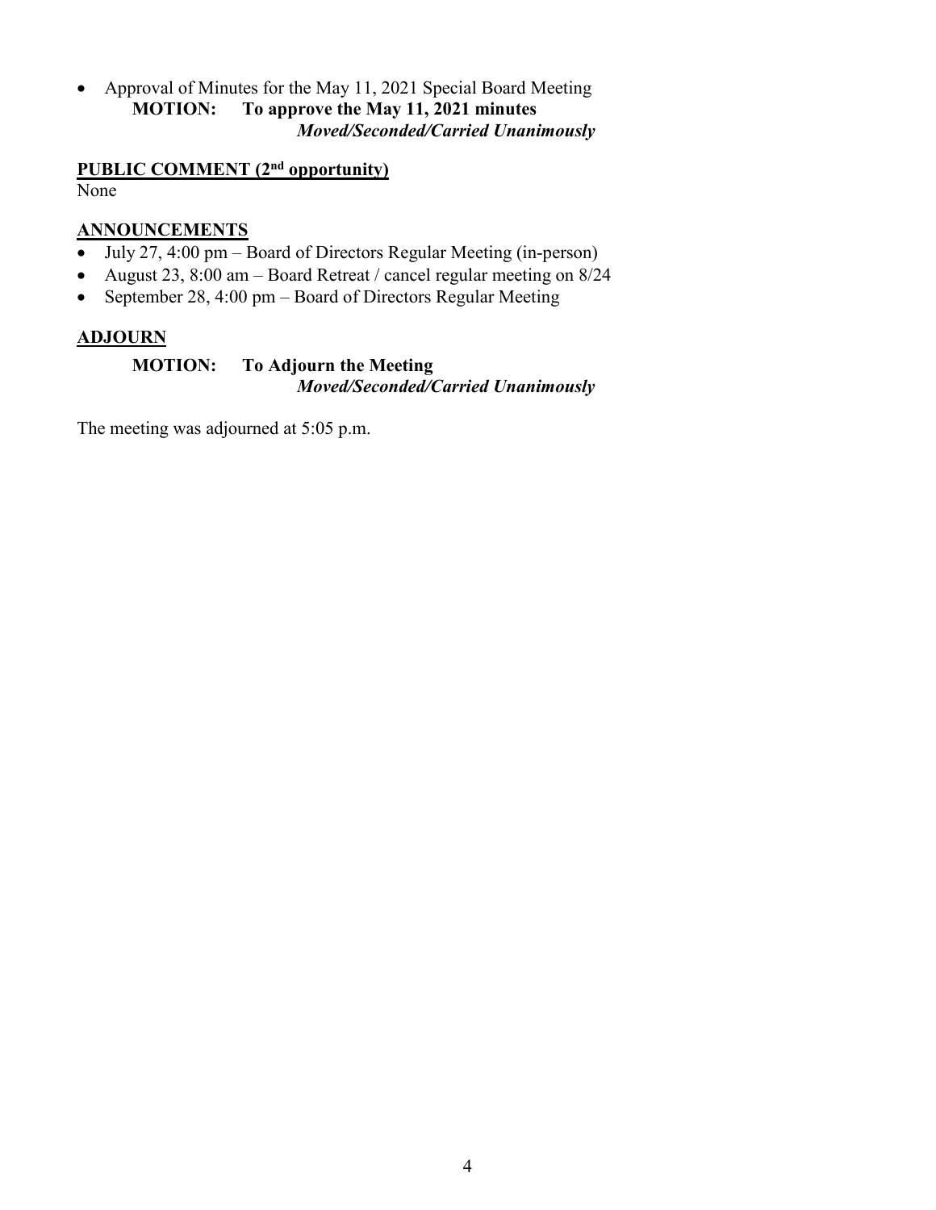- Approval of Minutes for the May 11, 2021 Special Board Meeting

  **MOTION: To approve the May 11, 2021 minutes**

  ***Moved/Seconded/Carried Unanimously***

**PUBLIC COMMENT (2nd opportunity)**

None

**ANNOUNCEMENTS**

- July 27, 4:00 pm – Board of Directors Regular Meeting (in-person)
- August 23, 8:00 am – Board Retreat / cancel regular meeting on 8/24
- September 28, 4:00 pm – Board of Directors Regular Meeting

**ADJOURN**

**MOTION: To Adjourn the Meeting**

***Moved/Seconded/Carried Unanimously***

The meeting was adjourned at 5:05 p.m.